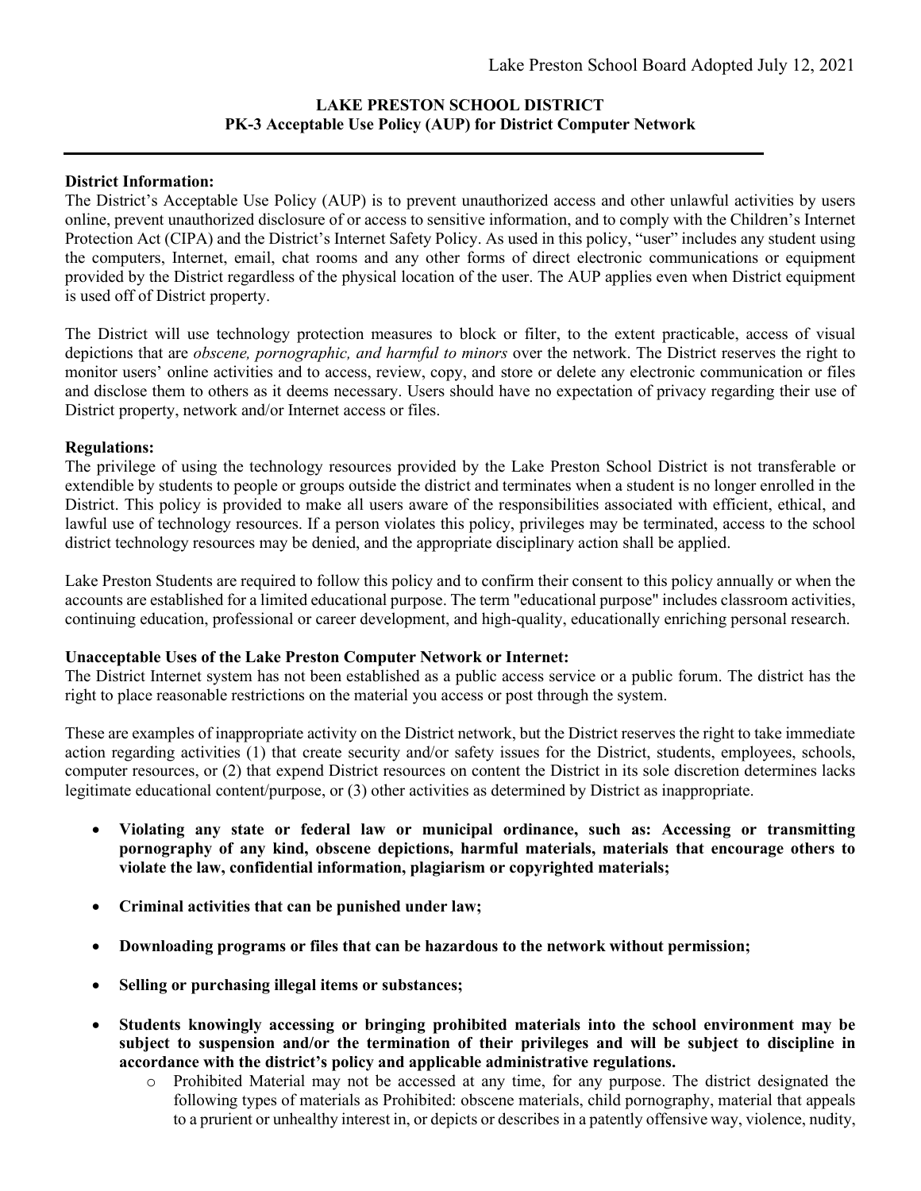Lake Preston School Board Adopted July 12, 2021

# LAKE PRESTON SCHOOL DISTRICT
## PK-3 Acceptable Use Policy (AUP) for District Computer Network

**District Information:**
The District's Acceptable Use Policy (AUP) is to prevent unauthorized access and other unlawful activities by users online, prevent unauthorized disclosure of or access to sensitive information, and to comply with the Children's Internet Protection Act (CIPA) and the District's Internet Safety Policy. As used in this policy, "user" includes any student using the computers, Internet, email, chat rooms and any other forms of direct electronic communications or equipment provided by the District regardless of the physical location of the user. The AUP applies even when District equipment is used off of District property.

The District will use technology protection measures to block or filter, to the extent practicable, access of visual depictions that are *obscene, pornographic, and harmful to minors* over the network. The District reserves the right to monitor users' online activities and to access, review, copy, and store or delete any electronic communication or files and disclose them to others as it deems necessary. Users should have no expectation of privacy regarding their use of District property, network and/or Internet access or files.

**Regulations:**
The privilege of using the technology resources provided by the Lake Preston School District is not transferable or extendible by students to people or groups outside the district and terminates when a student is no longer enrolled in the District. This policy is provided to make all users aware of the responsibilities associated with efficient, ethical, and lawful use of technology resources. If a person violates this policy, privileges may be terminated, access to the school district technology resources may be denied, and the appropriate disciplinary action shall be applied.

Lake Preston Students are required to follow this policy and to confirm their consent to this policy annually or when the accounts are established for a limited educational purpose. The term "educational purpose" includes classroom activities, continuing education, professional or career development, and high-quality, educationally enriching personal research.

**Unacceptable Uses of the Lake Preston Computer Network or Internet:**
The District Internet system has not been established as a public access service or a public forum. The district has the right to place reasonable restrictions on the material you access or post through the system.

These are examples of inappropriate activity on the District network, but the District reserves the right to take immediate action regarding activities (1) that create security and/or safety issues for the District, students, employees, schools, computer resources, or (2) that expend District resources on content the District in its sole discretion determines lacks legitimate educational content/purpose, or (3) other activities as determined by District as inappropriate.

- **Violating any state or federal law or municipal ordinance, such as: Accessing or transmitting pornography of any kind, obscene depictions, harmful materials, materials that encourage others to violate the law, confidential information, plagiarism or copyrighted materials;**
- **Criminal activities that can be punished under law;**
- **Downloading programs or files that can be hazardous to the network without permission;**
- **Selling or purchasing illegal items or substances;**
- **Students knowingly accessing or bringing prohibited materials into the school environment may be subject to suspension and/or the termination of their privileges and will be subject to discipline in accordance with the district's policy and applicable administrative regulations.**
  - Prohibited Material may not be accessed at any time, for any purpose. The district designated the following types of materials as Prohibited: obscene materials, child pornography, material that appeals to a prurient or unhealthy interest in, or depicts or describes in a patently offensive way, violence, nudity,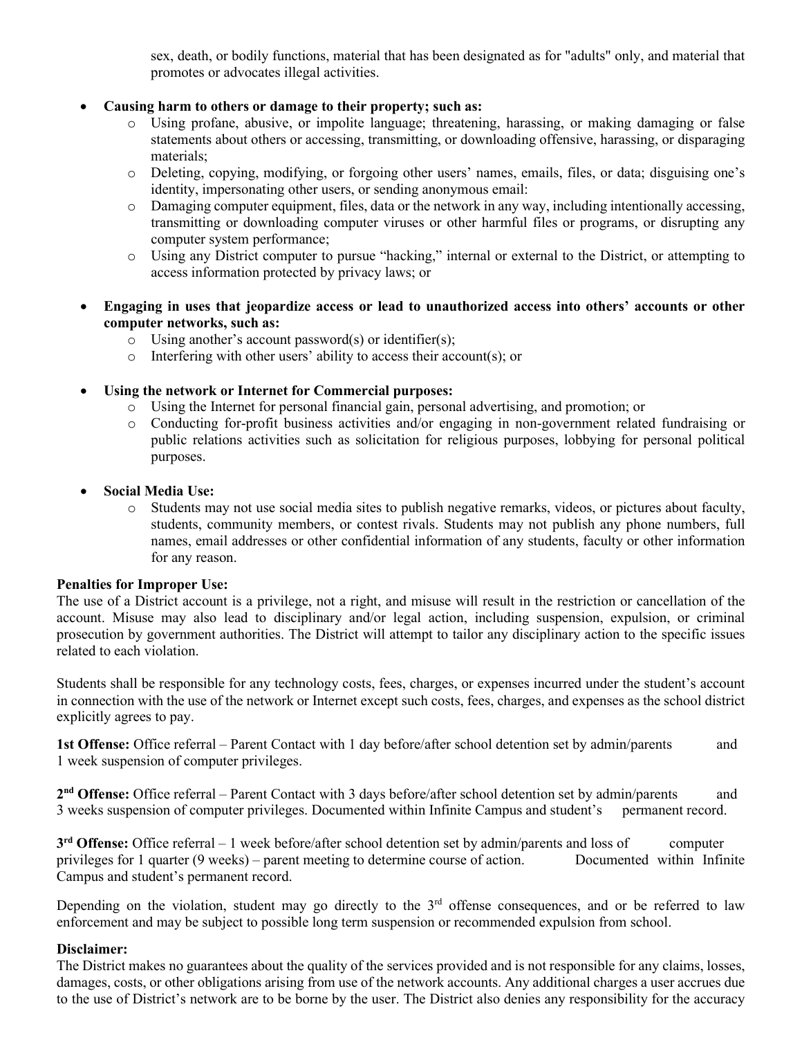sex, death, or bodily functions, material that has been designated as for "adults" only, and material that promotes or advocates illegal activities.

- **Causing harm to others or damage to their property; such as:**
    - Using profane, abusive, or impolite language; threatening, harassing, or making damaging or false statements about others or accessing, transmitting, or downloading offensive, harassing, or disparaging materials;
    - Deleting, copying, modifying, or forgoing other users' names, emails, files, or data; disguising one's identity, impersonating other users, or sending anonymous email:
    - Damaging computer equipment, files, data or the network in any way, including intentionally accessing, transmitting or downloading computer viruses or other harmful files or programs, or disrupting any computer system performance;
    - Using any District computer to pursue "hacking," internal or external to the District, or attempting to access information protected by privacy laws; or

- **Engaging in uses that jeopardize access or lead to unauthorized access into others' accounts or other computer networks, such as:**
    - Using another's account password(s) or identifier(s);
    - Interfering with other users' ability to access their account(s); or

- **Using the network or Internet for Commercial purposes:**
    - Using the Internet for personal financial gain, personal advertising, and promotion; or
    - Conducting for-profit business activities and/or engaging in non-government related fundraising or public relations activities such as solicitation for religious purposes, lobbying for personal political purposes.

- **Social Media Use:**
    - Students may not use social media sites to publish negative remarks, videos, or pictures about faculty, students, community members, or contest rivals. Students may not publish any phone numbers, full names, email addresses or other confidential information of any students, faculty or other information for any reason.

**Penalties for Improper Use:**
The use of a District account is a privilege, not a right, and misuse will result in the restriction or cancellation of the account. Misuse may also lead to disciplinary and/or legal action, including suspension, expulsion, or criminal prosecution by government authorities. The District will attempt to tailor any disciplinary action to the specific issues related to each violation.

Students shall be responsible for any technology costs, fees, charges, or expenses incurred under the student's account in connection with the use of the network or Internet except such costs, fees, charges, and expenses as the school district explicitly agrees to pay.

**1st Offense:** Office referral – Parent Contact with 1 day before/after school detention set by admin/parents and 1 week suspension of computer privileges.

**2nd Offense:** Office referral – Parent Contact with 3 days before/after school detention set by admin/parents and 3 weeks suspension of computer privileges. Documented within Infinite Campus and student's permanent record.

**3rd Offense:** Office referral – 1 week before/after school detention set by admin/parents and loss of computer privileges for 1 quarter (9 weeks) – parent meeting to determine course of action. Documented within Infinite Campus and student's permanent record.

Depending on the violation, student may go directly to the 3rd offense consequences, and or be referred to law enforcement and may be subject to possible long term suspension or recommended expulsion from school.

**Disclaimer:**
The District makes no guarantees about the quality of the services provided and is not responsible for any claims, losses, damages, costs, or other obligations arising from use of the network accounts. Any additional charges a user accrues due to the use of District's network are to be borne by the user. The District also denies any responsibility for the accuracy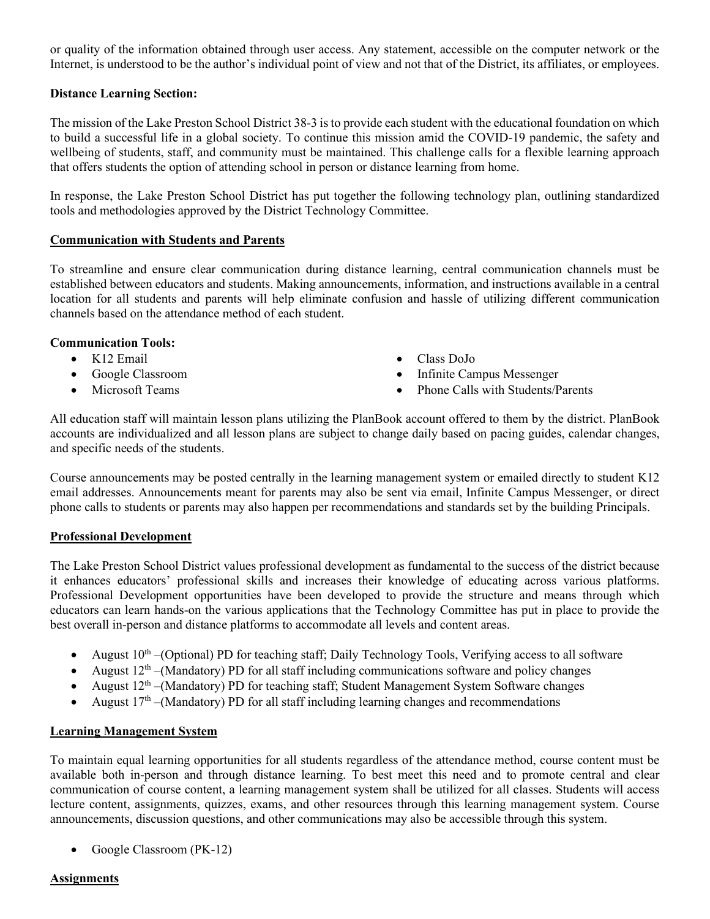or quality of the information obtained through user access. Any statement, accessible on the computer network or the Internet, is understood to be the author's individual point of view and not that of the District, its affiliates, or employees.

**Distance Learning Section:**

The mission of the Lake Preston School District 38-3 is to provide each student with the educational foundation on which to build a successful life in a global society. To continue this mission amid the COVID-19 pandemic, the safety and wellbeing of students, staff, and community must be maintained. This challenge calls for a flexible learning approach that offers students the option of attending school in person or distance learning from home.

In response, the Lake Preston School District has put together the following technology plan, outlining standardized tools and methodologies approved by the District Technology Committee.

## Communication with Students and Parents

To streamline and ensure clear communication during distance learning, central communication channels must be established between educators and students. Making announcements, information, and instructions available in a central location for all students and parents will help eliminate confusion and hassle of utilizing different communication channels based on the attendance method of each student.

**Communication Tools:**

- K12 Email
- Google Classroom
- Microsoft Teams
- Class DoJo
- Infinite Campus Messenger
- Phone Calls with Students/Parents

All education staff will maintain lesson plans utilizing the PlanBook account offered to them by the district. PlanBook accounts are individualized and all lesson plans are subject to change daily based on pacing guides, calendar changes, and specific needs of the students.

Course announcements may be posted centrally in the learning management system or emailed directly to student K12 email addresses. Announcements meant for parents may also be sent via email, Infinite Campus Messenger, or direct phone calls to students or parents may also happen per recommendations and standards set by the building Principals.

## Professional Development

The Lake Preston School District values professional development as fundamental to the success of the district because it enhances educators' professional skills and increases their knowledge of educating across various platforms. Professional Development opportunities have been developed to provide the structure and means through which educators can learn hands-on the various applications that the Technology Committee has put in place to provide the best overall in-person and distance platforms to accommodate all levels and content areas.

- August 10th –(Optional) PD for teaching staff; Daily Technology Tools, Verifying access to all software
- August 12th –(Mandatory) PD for all staff including communications software and policy changes
- August 12th –(Mandatory) PD for teaching staff; Student Management System Software changes
- August 17th –(Mandatory) PD for all staff including learning changes and recommendations

## Learning Management System

To maintain equal learning opportunities for all students regardless of the attendance method, course content must be available both in-person and through distance learning. To best meet this need and to promote central and clear communication of course content, a learning management system shall be utilized for all classes. Students will access lecture content, assignments, quizzes, exams, and other resources through this learning management system. Course announcements, discussion questions, and other communications may also be accessible through this system.

- Google Classroom (PK-12)

## Assignments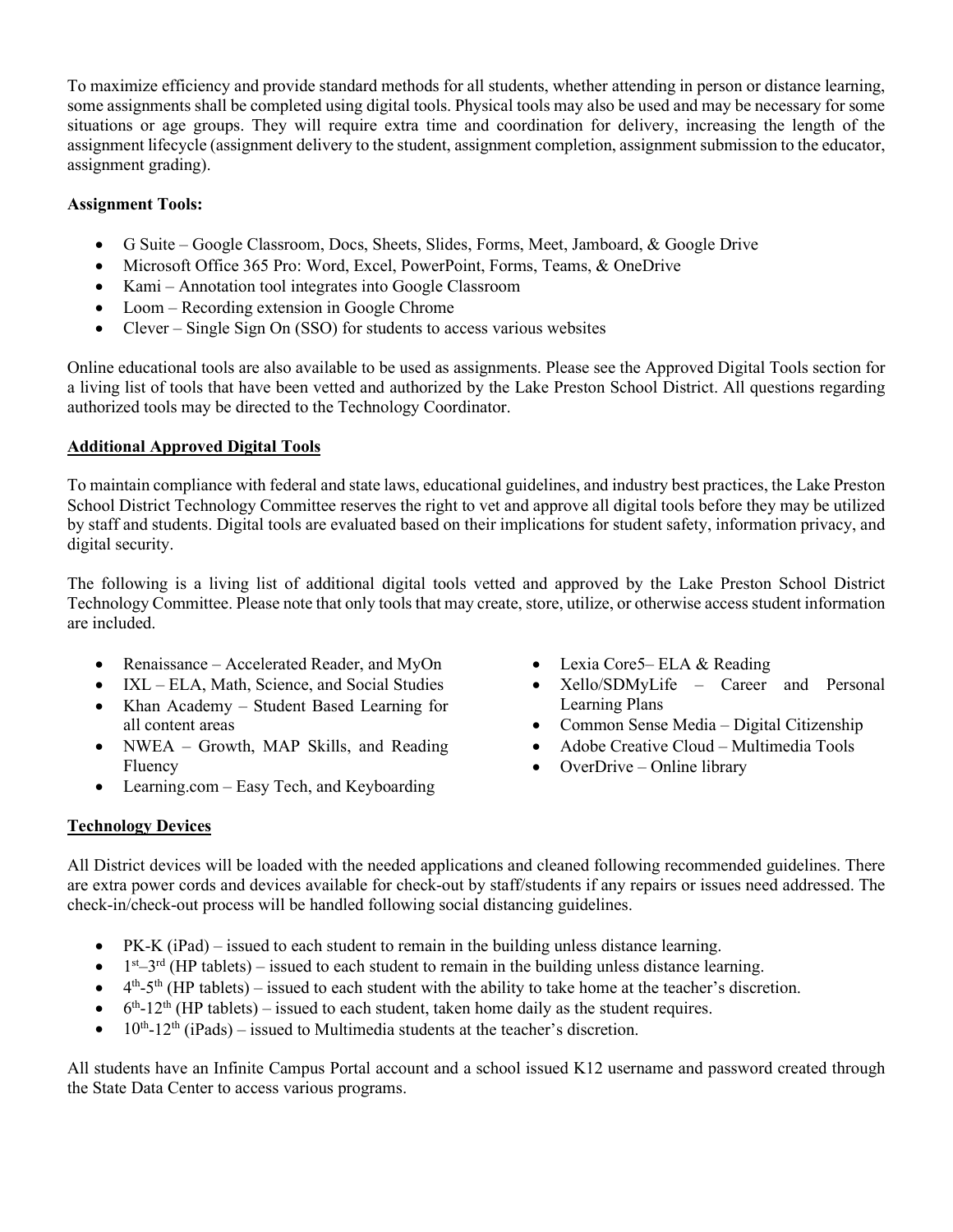To maximize efficiency and provide standard methods for all students, whether attending in person or distance learning, some assignments shall be completed using digital tools. Physical tools may also be used and may be necessary for some situations or age groups. They will require extra time and coordination for delivery, increasing the length of the assignment lifecycle (assignment delivery to the student, assignment completion, assignment submission to the educator, assignment grading).

**Assignment Tools:**

- G Suite – Google Classroom, Docs, Sheets, Slides, Forms, Meet, Jamboard, & Google Drive
- Microsoft Office 365 Pro: Word, Excel, PowerPoint, Forms, Teams, & OneDrive
- Kami – Annotation tool integrates into Google Classroom
- Loom – Recording extension in Google Chrome
- Clever – Single Sign On (SSO) for students to access various websites

Online educational tools are also available to be used as assignments. Please see the Approved Digital Tools section for a living list of tools that have been vetted and authorized by the Lake Preston School District. All questions regarding authorized tools may be directed to the Technology Coordinator.

**Additional Approved Digital Tools**

To maintain compliance with federal and state laws, educational guidelines, and industry best practices, the Lake Preston School District Technology Committee reserves the right to vet and approve all digital tools before they may be utilized by staff and students. Digital tools are evaluated based on their implications for student safety, information privacy, and digital security.

The following is a living list of additional digital tools vetted and approved by the Lake Preston School District Technology Committee. Please note that only tools that may create, store, utilize, or otherwise access student information are included.

- Renaissance – Accelerated Reader, and MyOn
- IXL – ELA, Math, Science, and Social Studies
- Khan Academy – Student Based Learning for all content areas
- NWEA – Growth, MAP Skills, and Reading Fluency
- Learning.com – Easy Tech, and Keyboarding
- Lexia Core5– ELA & Reading
- Xello/SDMyLife – Career and Personal Learning Plans
- Common Sense Media – Digital Citizenship
- Adobe Creative Cloud – Multimedia Tools
- OverDrive – Online library

**Technology Devices**

All District devices will be loaded with the needed applications and cleaned following recommended guidelines. There are extra power cords and devices available for check-out by staff/students if any repairs or issues need addressed. The check-in/check-out process will be handled following social distancing guidelines.

- PK-K (iPad) – issued to each student to remain in the building unless distance learning.
- 1st–3rd (HP tablets) – issued to each student to remain in the building unless distance learning.
- 4th-5th (HP tablets) – issued to each student with the ability to take home at the teacher's discretion.
- 6th-12th (HP tablets) – issued to each student, taken home daily as the student requires.
- 10th-12th (iPads) – issued to Multimedia students at the teacher's discretion.

All students have an Infinite Campus Portal account and a school issued K12 username and password created through the State Data Center to access various programs.